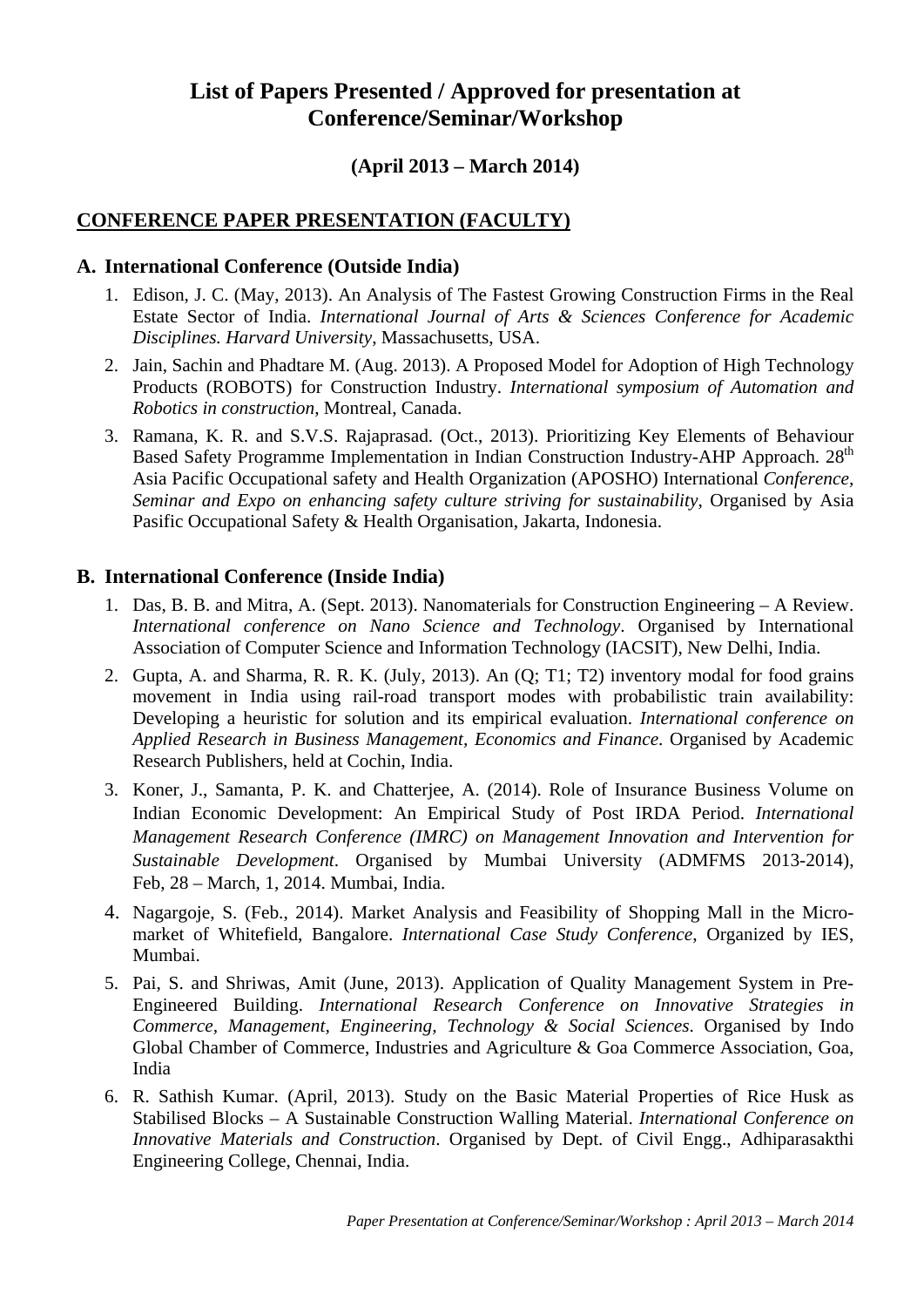# List of Papers Presented / Approved for presentation at Conference/Seminar/Workshop

### (April 2013 – March 2014)

## CONFERENCE PAPER PRESENTATION (FACULTY)

### A. International Conference (Outside India)

1. Edison, J. C. (May, 2013). An Analysis of The Fastest Growing Construction Firms in the Real Estate Sector of India. *International Journal of Arts & Sciences Conference for Academic Disciplines. Harvard University*, Massachusetts, USA.
2. Jain, Sachin and Phadtare M. (Aug. 2013). A Proposed Model for Adoption of High Technology Products (ROBOTS) for Construction Industry. *International symposium of Automation and Robotics in construction*, Montreal, Canada.
3. Ramana, K. R. and S.V.S. Rajaprasad. (Oct., 2013). Prioritizing Key Elements of Behaviour Based Safety Programme Implementation in Indian Construction Industry-AHP Approach. 28th Asia Pacific Occupational safety and Health Organization (APOSHO) International *Conference, Seminar and Expo on enhancing safety culture striving for sustainability*, Organised by Asia Pasific Occupational Safety & Health Organisation, Jakarta, Indonesia.

### B. International Conference (Inside India)

1. Das, B. B. and Mitra, A. (Sept. 2013). Nanomaterials for Construction Engineering – A Review. *International conference on Nano Science and Technology*. Organised by International Association of Computer Science and Information Technology (IACSIT), New Delhi, India.
2. Gupta, A. and Sharma, R. R. K. (July, 2013). An (Q; T1; T2) inventory modal for food grains movement in India using rail-road transport modes with probabilistic train availability: Developing a heuristic for solution and its empirical evaluation. *International conference on Applied Research in Business Management, Economics and Finance*. Organised by Academic Research Publishers, held at Cochin, India.
3. Koner, J., Samanta, P. K. and Chatterjee, A. (2014). Role of Insurance Business Volume on Indian Economic Development: An Empirical Study of Post IRDA Period. *International Management Research Conference (IMRC) on Management Innovation and Intervention for Sustainable Development*. Organised by Mumbai University (ADMFMS 2013-2014), Feb, 28 – March, 1, 2014. Mumbai, India.
4. Nagargoje, S. (Feb., 2014). Market Analysis and Feasibility of Shopping Mall in the Micro-market of Whitefield, Bangalore. *International Case Study Conference*, Organized by IES, Mumbai.
5. Pai, S. and Shriwas, Amit (June, 2013). Application of Quality Management System in Pre-Engineered Building. *International Research Conference on Innovative Strategies in Commerce, Management, Engineering, Technology & Social Sciences*. Organised by Indo Global Chamber of Commerce, Industries and Agriculture & Goa Commerce Association, Goa, India
6. R. Sathish Kumar. (April, 2013). Study on the Basic Material Properties of Rice Husk as Stabilised Blocks – A Sustainable Construction Walling Material. *International Conference on Innovative Materials and Construction*. Organised by Dept. of Civil Engg., Adhiparasakthi Engineering College, Chennai, India.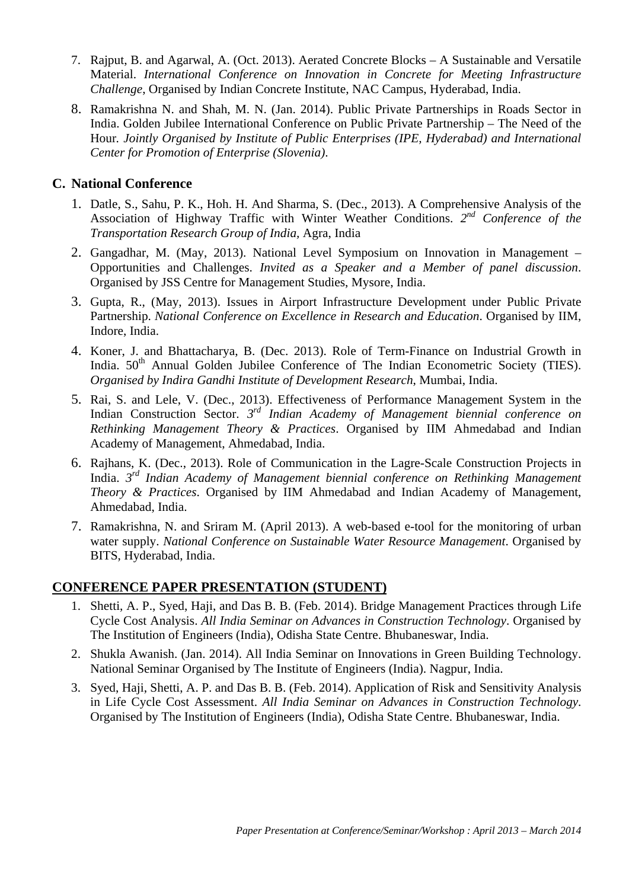7. Rajput, B. and Agarwal, A. (Oct. 2013). Aerated Concrete Blocks – A Sustainable and Versatile Material. *International Conference on Innovation in Concrete for Meeting Infrastructure Challenge*, Organised by Indian Concrete Institute, NAC Campus, Hyderabad, India.
8. Ramakrishna N. and Shah, M. N. (Jan. 2014). Public Private Partnerships in Roads Sector in India. Golden Jubilee International Conference on Public Private Partnership – The Need of the Hour. *Jointly Organised by Institute of Public Enterprises (IPE, Hyderabad) and International Center for Promotion of Enterprise (Slovenia)*.

## C. National Conference

1. Datle, S., Sahu, P. K., Hoh. H. And Sharma, S. (Dec., 2013). A Comprehensive Analysis of the Association of Highway Traffic with Winter Weather Conditions. *2nd Conference of the Transportation Research Group of India*, Agra, India
2. Gangadhar, M. (May, 2013). National Level Symposium on Innovation in Management – Opportunities and Challenges. *Invited as a Speaker and a Member of panel discussion*. Organised by JSS Centre for Management Studies, Mysore, India.
3. Gupta, R., (May, 2013). Issues in Airport Infrastructure Development under Public Private Partnership. *National Conference on Excellence in Research and Education*. Organised by IIM, Indore, India.
4. Koner, J. and Bhattacharya, B. (Dec. 2013). Role of Term-Finance on Industrial Growth in India. 50th Annual Golden Jubilee Conference of The Indian Econometric Society (TIES). *Organised by Indira Gandhi Institute of Development Research*, Mumbai, India.
5. Rai, S. and Lele, V. (Dec., 2013). Effectiveness of Performance Management System in the Indian Construction Sector. *3rd Indian Academy of Management biennial conference on Rethinking Management Theory & Practices*. Organised by IIM Ahmedabad and Indian Academy of Management, Ahmedabad, India.
6. Rajhans, K. (Dec., 2013). Role of Communication in the Lagre-Scale Construction Projects in India. *3rd Indian Academy of Management biennial conference on Rethinking Management Theory & Practices*. Organised by IIM Ahmedabad and Indian Academy of Management, Ahmedabad, India.
7. Ramakrishna, N. and Sriram M. (April 2013). A web-based e-tool for the monitoring of urban water supply. *National Conference on Sustainable Water Resource Management*. Organised by BITS, Hyderabad, India.

## CONFERENCE PAPER PRESENTATION (STUDENT)

1. Shetti, A. P., Syed, Haji, and Das B. B. (Feb. 2014). Bridge Management Practices through Life Cycle Cost Analysis. *All India Seminar on Advances in Construction Technology*. Organised by The Institution of Engineers (India), Odisha State Centre. Bhubaneswar, India.
2. Shukla Awanish. (Jan. 2014). All India Seminar on Innovations in Green Building Technology. National Seminar Organised by The Institute of Engineers (India). Nagpur, India.
3. Syed, Haji, Shetti, A. P. and Das B. B. (Feb. 2014). Application of Risk and Sensitivity Analysis in Life Cycle Cost Assessment. *All India Seminar on Advances in Construction Technology*. Organised by The Institution of Engineers (India), Odisha State Centre. Bhubaneswar, India.